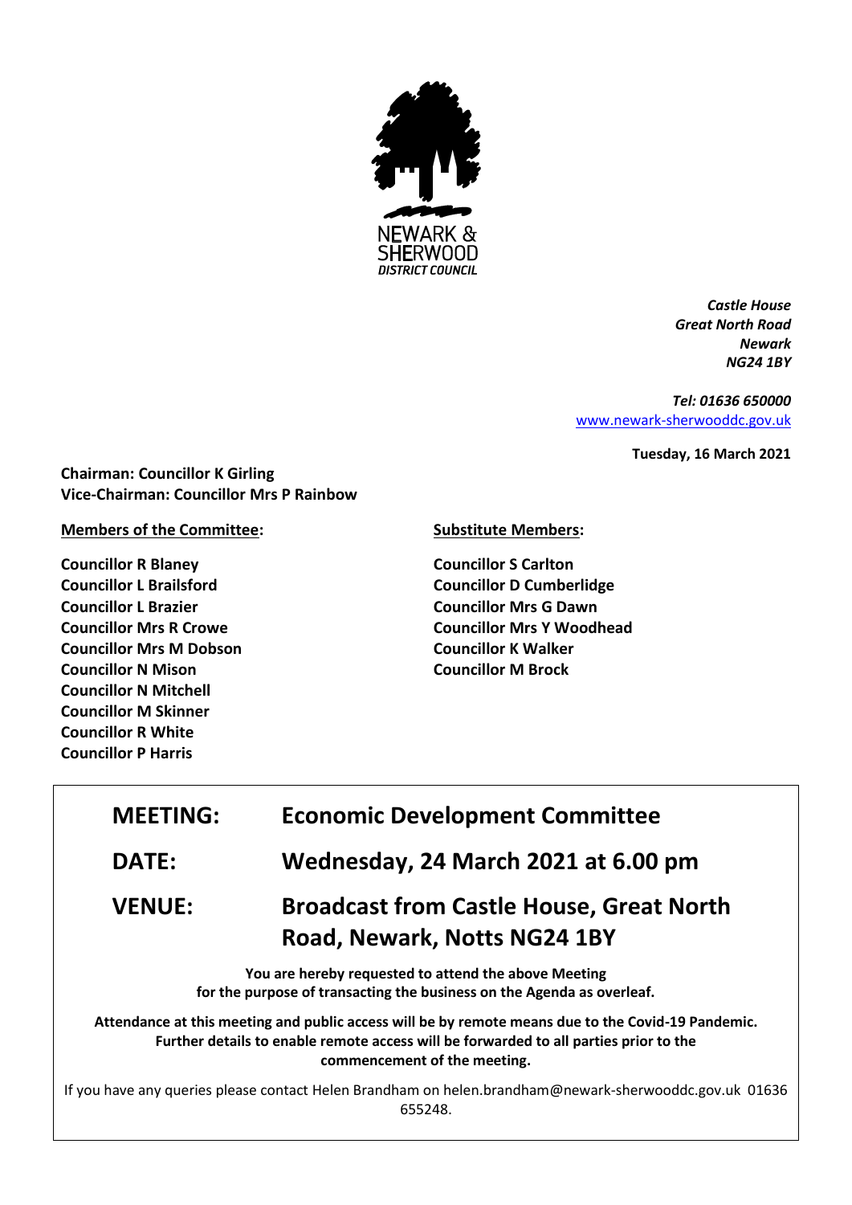NEWARK & SHERWOOD
DISTRICT COUNCIL

*Castle House*
*Great North Road*
*Newark*
*NG24 1BY*

*Tel: 01636 650000*
www.newark-sherwooddc.gov.uk

**Tuesday, 16 March 2021**

**Chairman: Councillor K Girling**
**Vice-Chairman: Councillor Mrs P Rainbow**

**Members of the Committee:**

**Councillor R Blaney**
**Councillor L Brailsford**
**Councillor L Brazier**
**Councillor Mrs R Crowe**
**Councillor Mrs M Dobson**
**Councillor N Mison**
**Councillor N Mitchell**
**Councillor M Skinner**
**Councillor R White**
**Councillor P Harris**

**Substitute Members:**

**Councillor S Carlton**
**Councillor D Cumberlidge**
**Councillor Mrs G Dawn**
**Councillor Mrs Y Woodhead**
**Councillor K Walker**
**Councillor M Brock**

| | |
|---|---|
| **MEETING:** | **Economic Development Committee** |
| **DATE:** | **Wednesday, 24 March 2021 at 6.00 pm** |
| **VENUE:** | **Broadcast from Castle House, Great North Road, Newark, Notts NG24 1BY** |

**You are hereby requested to attend the above Meeting for the purpose of transacting the business on the Agenda as overleaf.**

**Attendance at this meeting and public access will be by remote means due to the Covid-19 Pandemic. Further details to enable remote access will be forwarded to all parties prior to the commencement of the meeting.**

If you have any queries please contact Helen Brandham on helen.brandham@newark-sherwooddc.gov.uk 01636 655248.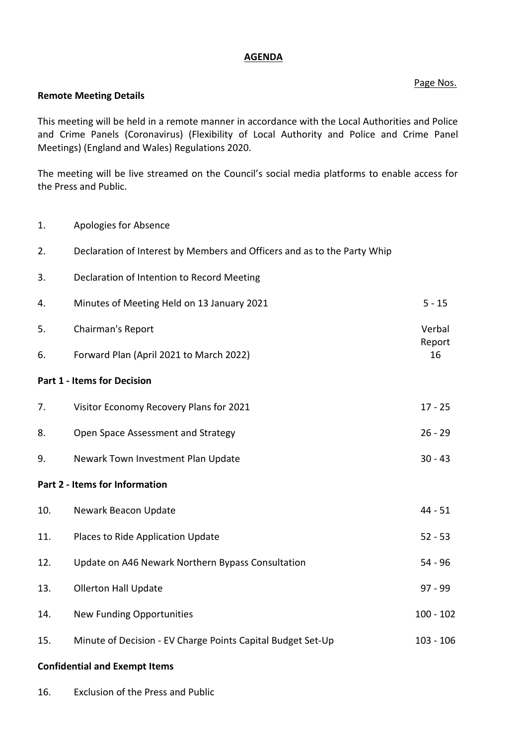# **AGENDA**

Page Nos.

**Remote Meeting Details**

This meeting will be held in a remote manner in accordance with the Local Authorities and Police and Crime Panels (Coronavirus) (Flexibility of Local Authority and Police and Crime Panel Meetings) (England and Wales) Regulations 2020.

The meeting will be live streamed on the Council's social media platforms to enable access for the Press and Public.

| | | Page Nos. |
|---|---|---|
| 1. | Apologies for Absence | |
| 2. | Declaration of Interest by Members and Officers and as to the Party Whip | |
| 3. | Declaration of Intention to Record Meeting | |
| 4. | Minutes of Meeting Held on 13 January 2021 | 5 - 15 |
| 5. | Chairman's Report | Verbal Report |
| 6. | Forward Plan (April 2021 to March 2022) | 16 |
| | **Part 1 - Items for Decision** | |
| 7. | Visitor Economy Recovery Plans for 2021 | 17 - 25 |
| 8. | Open Space Assessment and Strategy | 26 - 29 |
| 9. | Newark Town Investment Plan Update | 30 - 43 |
| | **Part 2 - Items for Information** | |
| 10. | Newark Beacon Update | 44 - 51 |
| 11. | Places to Ride Application Update | 52 - 53 |
| 12. | Update on A46 Newark Northern Bypass Consultation | 54 - 96 |
| 13. | Ollerton Hall Update | 97 - 99 |
| 14. | New Funding Opportunities | 100 - 102 |
| 15. | Minute of Decision - EV Charge Points Capital Budget Set-Up | 103 - 106 |
| | **Confidential and Exempt Items** | |
| 16. | Exclusion of the Press and Public | |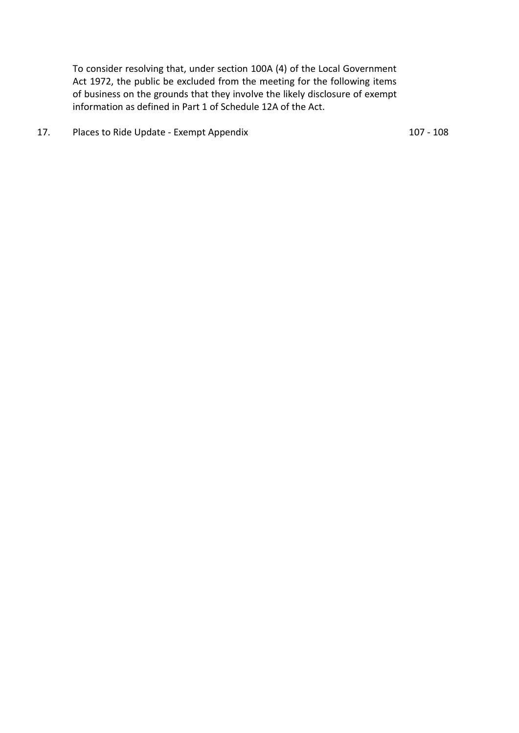To consider resolving that, under section 100A (4) of the Local Government Act 1972, the public be excluded from the meeting for the following items of business on the grounds that they involve the likely disclosure of exempt information as defined in Part 1 of Schedule 12A of the Act.

| | | |
|---|---|---|
| 17. | Places to Ride Update - Exempt Appendix | 107 - 108 |